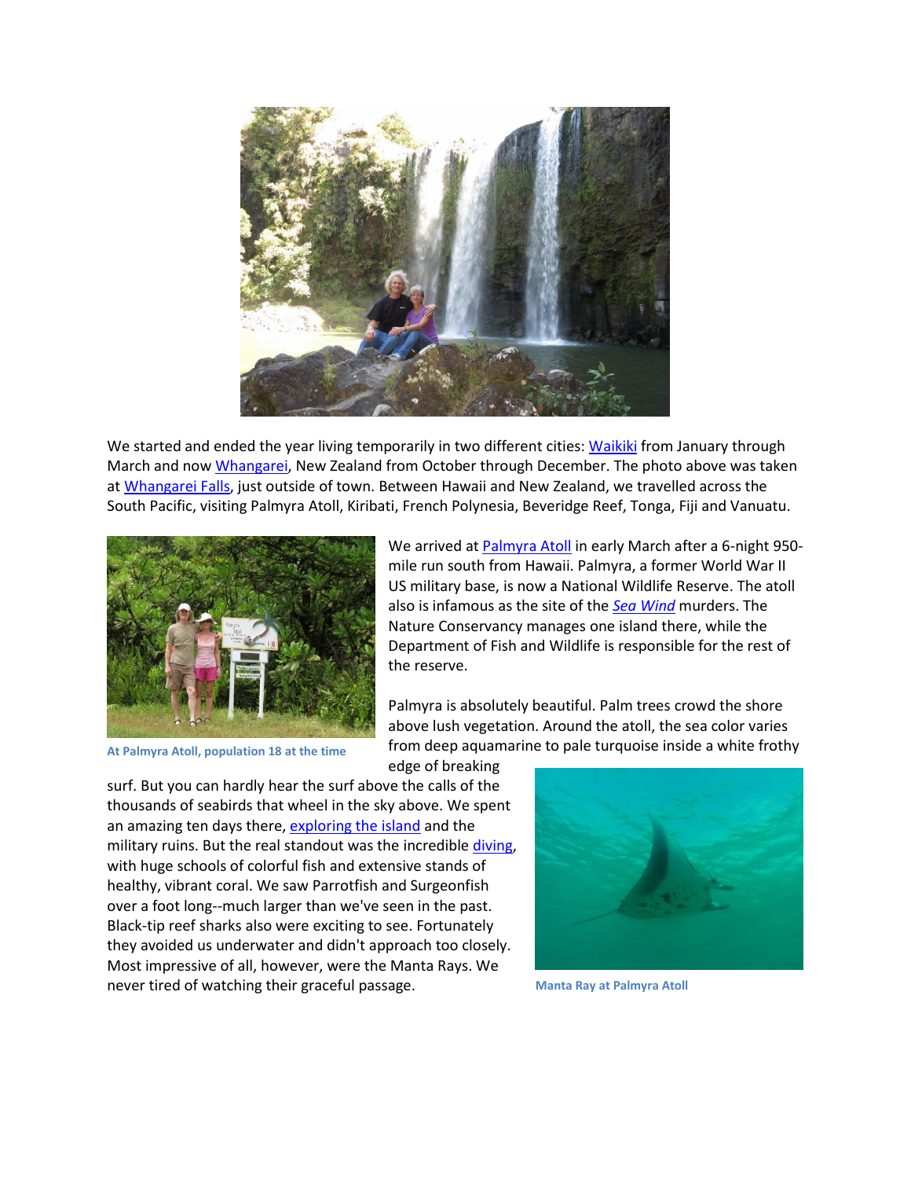We started and ended the year living temporarily in two different cities: Waikiki from January through March and now Whangarei, New Zealand from October through December. The photo above was taken at Whangarei Falls, just outside of town. Between Hawaii and New Zealand, we travelled across the South Pacific, visiting Palmyra Atoll, Kiribati, French Polynesia, Beveridge Reef, Tonga, Fiji and Vanuatu.

At Palmyra Atoll, population 18 at the time

We arrived at Palmyra Atoll in early March after a 6-night 950-mile run south from Hawaii. Palmyra, a former World War II US military base, is now a National Wildlife Reserve. The atoll also is infamous as the site of the *Sea Wind* murders. The Nature Conservancy manages one island there, while the Department of Fish and Wildlife is responsible for the rest of the reserve.

Palmyra is absolutely beautiful. Palm trees crowd the shore above lush vegetation. Around the atoll, the sea color varies from deep aquamarine to pale turquoise inside a white frothy edge of breaking surf. But you can hardly hear the surf above the calls of the thousands of seabirds that wheel in the sky above. We spent an amazing ten days there, exploring the island and the military ruins. But the real standout was the incredible diving, with huge schools of colorful fish and extensive stands of healthy, vibrant coral. We saw Parrotfish and Surgeonfish over a foot long--much larger than we've seen in the past. Black-tip reef sharks also were exciting to see. Fortunately they avoided us underwater and didn't approach too closely. Most impressive of all, however, were the Manta Rays. We never tired of watching their graceful passage.

Manta Ray at Palmyra Atoll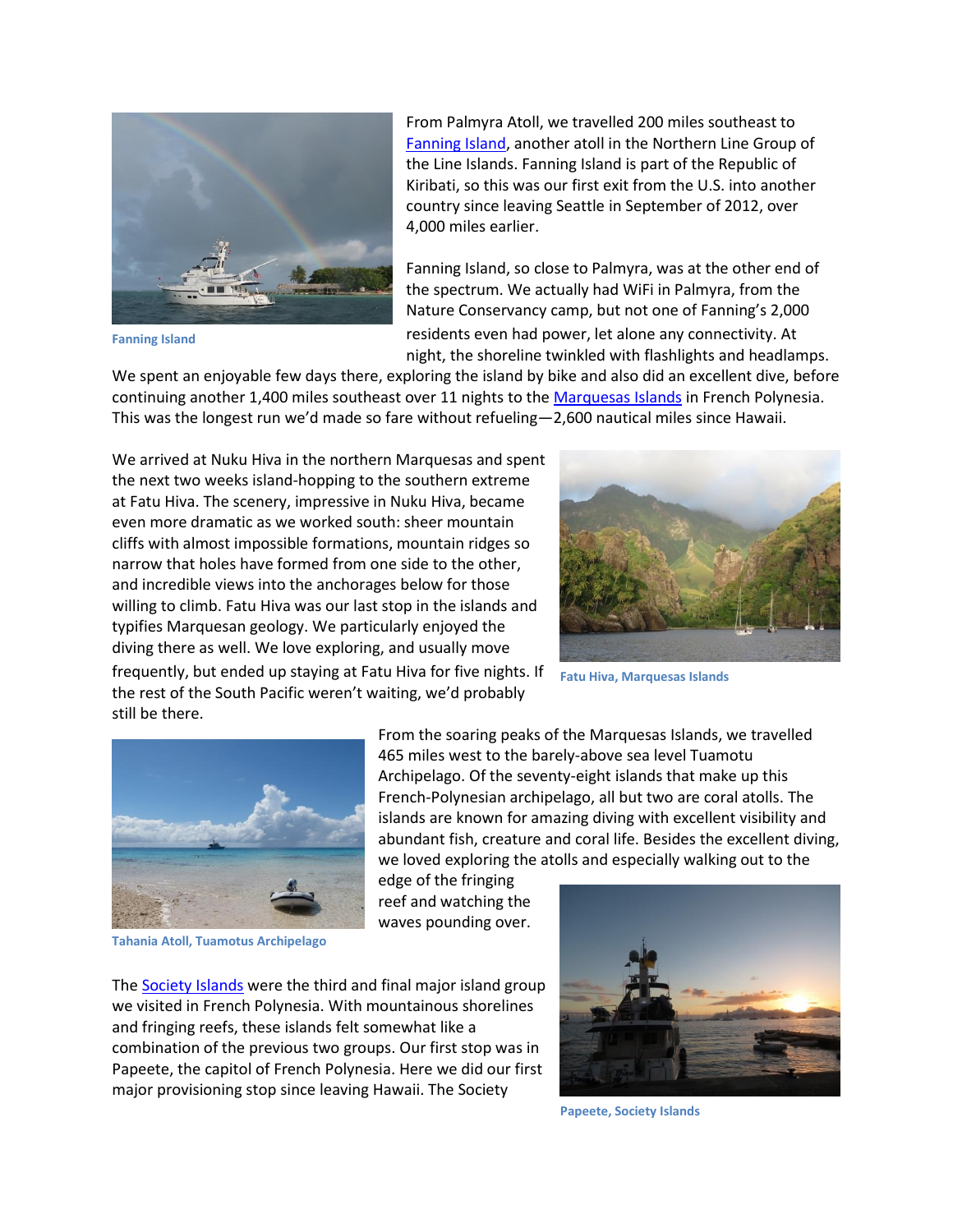From Palmyra Atoll, we travelled 200 miles southeast to Fanning Island, another atoll in the Northern Line Group of the Line Islands. Fanning Island is part of the Republic of Kiribati, so this was our first exit from the U.S. into another country since leaving Seattle in September of 2012, over 4,000 miles earlier.

Fanning Island

Fanning Island, so close to Palmyra, was at the other end of the spectrum. We actually had WiFi in Palmyra, from the Nature Conservancy camp, but not one of Fanning's 2,000 residents even had power, let alone any connectivity. At night, the shoreline twinkled with flashlights and headlamps. We spent an enjoyable few days there, exploring the island by bike and also did an excellent dive, before continuing another 1,400 miles southeast over 11 nights to the Marquesas Islands in French Polynesia. This was the longest run we'd made so fare without refueling—2,600 nautical miles since Hawaii.

We arrived at Nuku Hiva in the northern Marquesas and spent the next two weeks island-hopping to the southern extreme at Fatu Hiva. The scenery, impressive in Nuku Hiva, became even more dramatic as we worked south: sheer mountain cliffs with almost impossible formations, mountain ridges so narrow that holes have formed from one side to the other, and incredible views into the anchorages below for those willing to climb. Fatu Hiva was our last stop in the islands and typifies Marquesan geology. We particularly enjoyed the diving there as well. We love exploring, and usually move frequently, but ended up staying at Fatu Hiva for five nights. If the rest of the South Pacific weren't waiting, we'd probably still be there.

Fatu Hiva, Marquesas Islands

From the soaring peaks of the Marquesas Islands, we travelled 465 miles west to the barely-above sea level Tuamotu Archipelago. Of the seventy-eight islands that make up this French-Polynesian archipelago, all but two are coral atolls. The islands are known for amazing diving with excellent visibility and abundant fish, creature and coral life. Besides the excellent diving, we loved exploring the atolls and especially walking out to the edge of the fringing reef and watching the waves pounding over.

Tahania Atoll, Tuamotus Archipelago

The Society Islands were the third and final major island group we visited in French Polynesia. With mountainous shorelines and fringing reefs, these islands felt somewhat like a combination of the previous two groups. Our first stop was in Papeete, the capitol of French Polynesia. Here we did our first major provisioning stop since leaving Hawaii. The Society

Papeete, Society Islands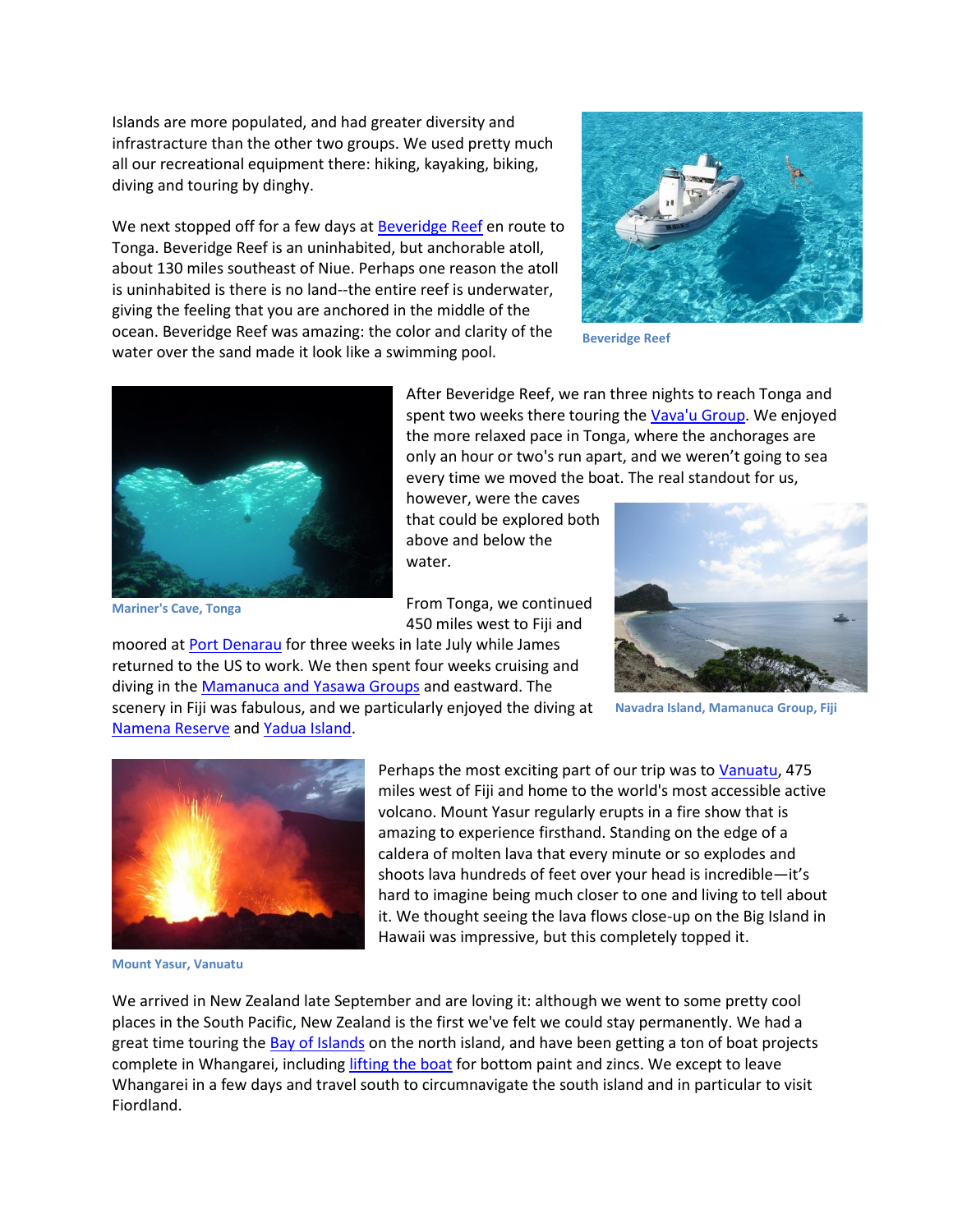Islands are more populated, and had greater diversity and infrastructure than the other two groups. We used pretty much all our recreational equipment there: hiking, kayaking, biking, diving and touring by dinghy.

We next stopped off for a few days at Beveridge Reef en route to Tonga. Beveridge Reef is an uninhabited, but anchorable atoll, about 130 miles southeast of Niue. Perhaps one reason the atoll is uninhabited is there is no land--the entire reef is underwater, giving the feeling that you are anchored in the middle of the ocean. Beveridge Reef was amazing: the color and clarity of the water over the sand made it look like a swimming pool.

Beveridge Reef

After Beveridge Reef, we ran three nights to reach Tonga and spent two weeks there touring the Vava'u Group. We enjoyed the more relaxed pace in Tonga, where the anchorages are only an hour or two's run apart, and we weren't going to sea every time we moved the boat. The real standout for us, however, were the caves that could be explored both above and below the water.

Mariner's Cave, Tonga

From Tonga, we continued 450 miles west to Fiji and moored at Port Denarau for three weeks in late July while James returned to the US to work. We then spent four weeks cruising and diving in the Mamanuca and Yasawa Groups and eastward. The scenery in Fiji was fabulous, and we particularly enjoyed the diving at Namena Reserve and Yadua Island.

Navadra Island, Mamanuca Group, Fiji

Perhaps the most exciting part of our trip was to Vanuatu, 475 miles west of Fiji and home to the world's most accessible active volcano. Mount Yasur regularly erupts in a fire show that is amazing to experience firsthand. Standing on the edge of a caldera of molten lava that every minute or so explodes and shoots lava hundreds of feet over your head is incredible—it's hard to imagine being much closer to one and living to tell about it. We thought seeing the lava flows close-up on the Big Island in Hawaii was impressive, but this completely topped it.

Mount Yasur, Vanuatu

We arrived in New Zealand late September and are loving it: although we went to some pretty cool places in the South Pacific, New Zealand is the first we've felt we could stay permanently. We had a great time touring the Bay of Islands on the north island, and have been getting a ton of boat projects complete in Whangarei, including lifting the boat for bottom paint and zincs. We except to leave Whangarei in a few days and travel south to circumnavigate the south island and in particular to visit Fiordland.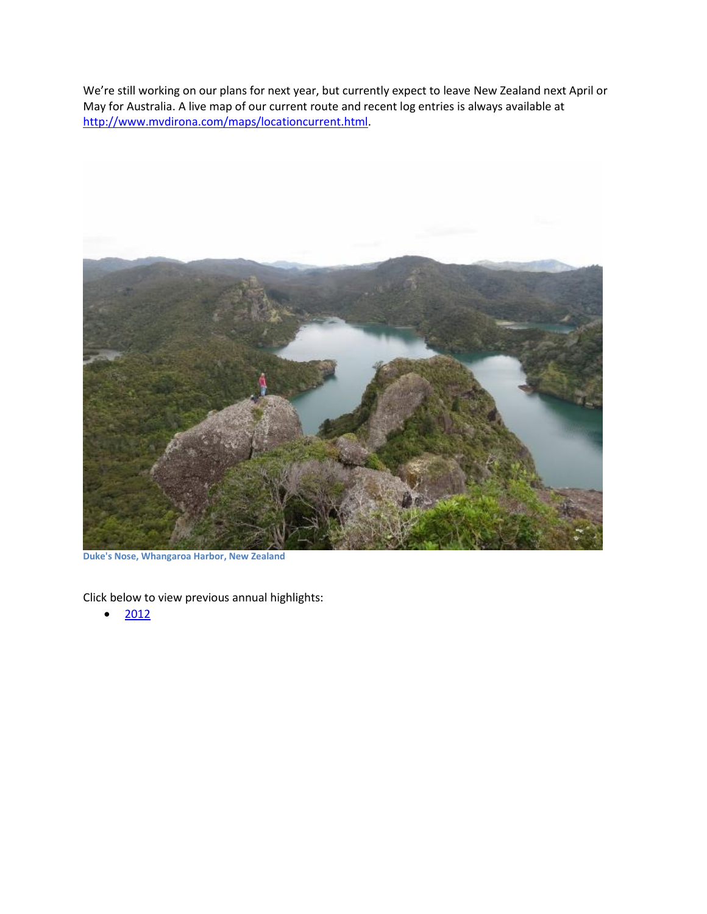We're still working on our plans for next year, but currently expect to leave New Zealand next April or May for Australia. A live map of our current route and recent log entries is always available at http://www.mvdirona.com/maps/locationcurrent.html.

**Duke's Nose, Whangaroa Harbor, New Zealand**

Click below to view previous annual highlights:

- 2012